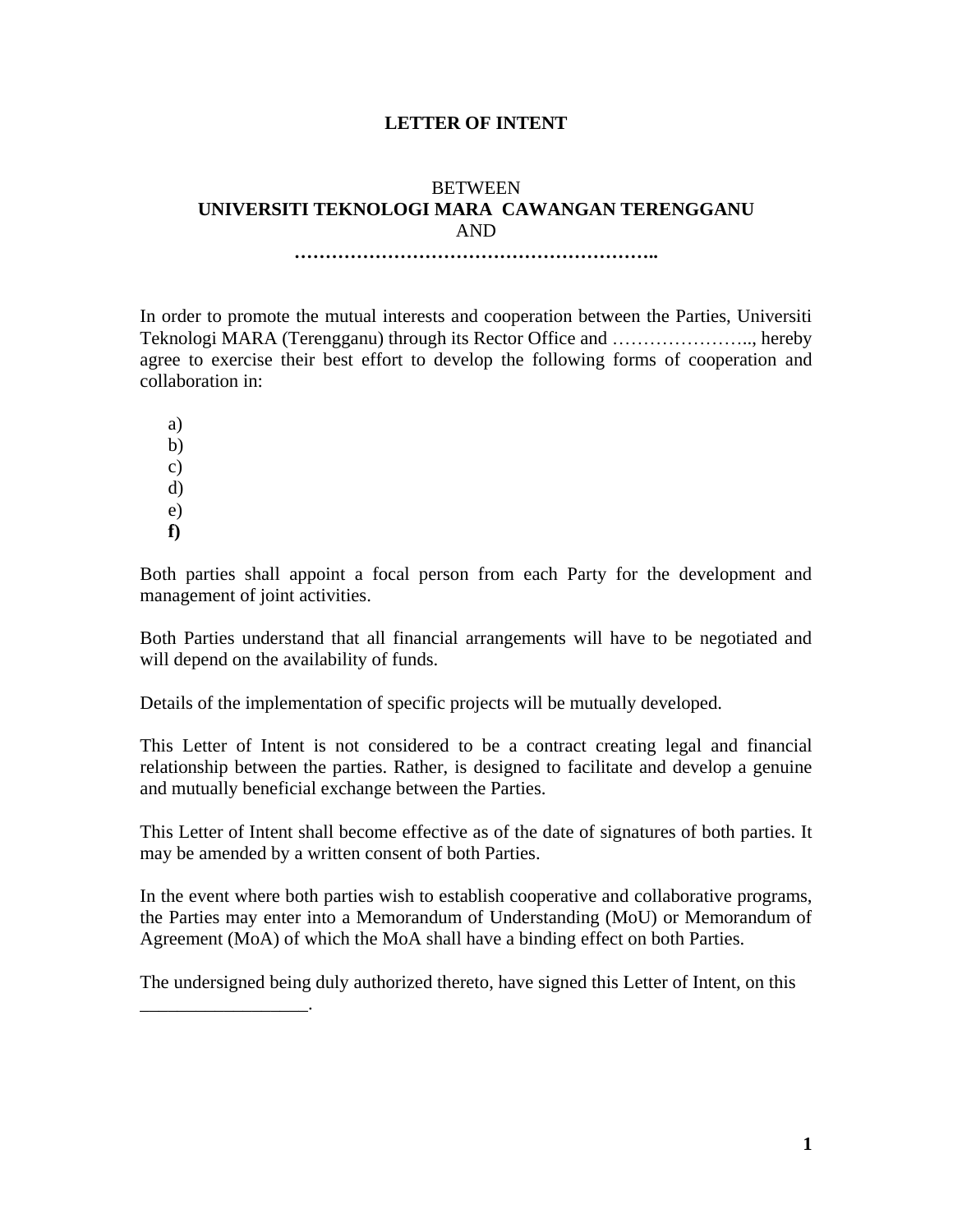**LETTER OF INTENT**

BETWEEN
**UNIVERSITI TEKNOLOGI MARA CAWANGAN TERENGGANU**
AND
**…………………………………………………..**

In order to promote the mutual interests and cooperation between the Parties, Universiti Teknologi MARA (Terengganu) through its Rector Office and ………………….., hereby agree to exercise their best effort to develop the following forms of cooperation and collaboration in:

a)
b)
c)
d)
e)
**f)**

Both parties shall appoint a focal person from each Party for the development and management of joint activities.

Both Parties understand that all financial arrangements will have to be negotiated and will depend on the availability of funds.

Details of the implementation of specific projects will be mutually developed.

This Letter of Intent is not considered to be a contract creating legal and financial relationship between the parties. Rather, is designed to facilitate and develop a genuine and mutually beneficial exchange between the Parties.

This Letter of Intent shall become effective as of the date of signatures of both parties. It may be amended by a written consent of both Parties.

In the event where both parties wish to establish cooperative and collaborative programs, the Parties may enter into a Memorandum of Understanding (MoU) or Memorandum of Agreement (MoA) of which the MoA shall have a binding effect on both Parties.

The undersigned being duly authorized thereto, have signed this Letter of Intent, on this _________________.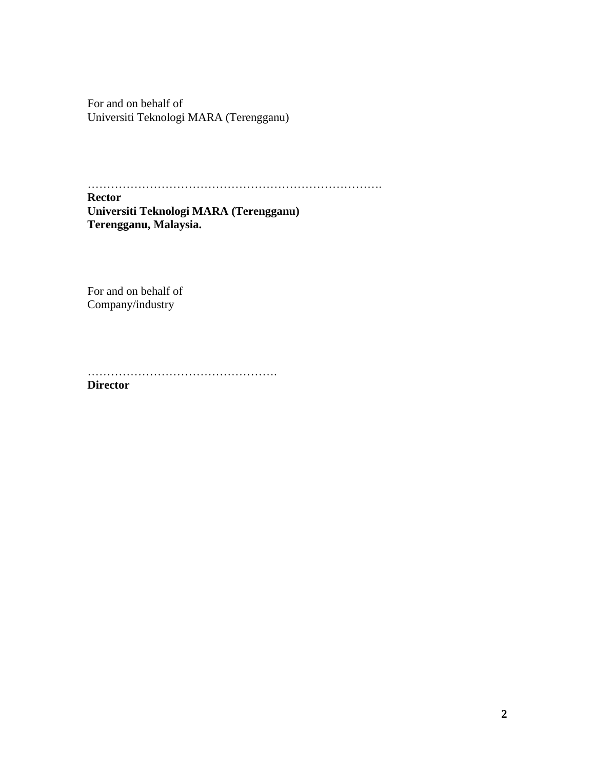For and on behalf of
Universiti Teknologi MARA (Terengganu)

………………………………………………………………….

**Rector**
**Universiti Teknologi MARA (Terengganu)**
**Terengganu, Malaysia.**

For and on behalf of
Company/industry

………………………………………….

**Director**